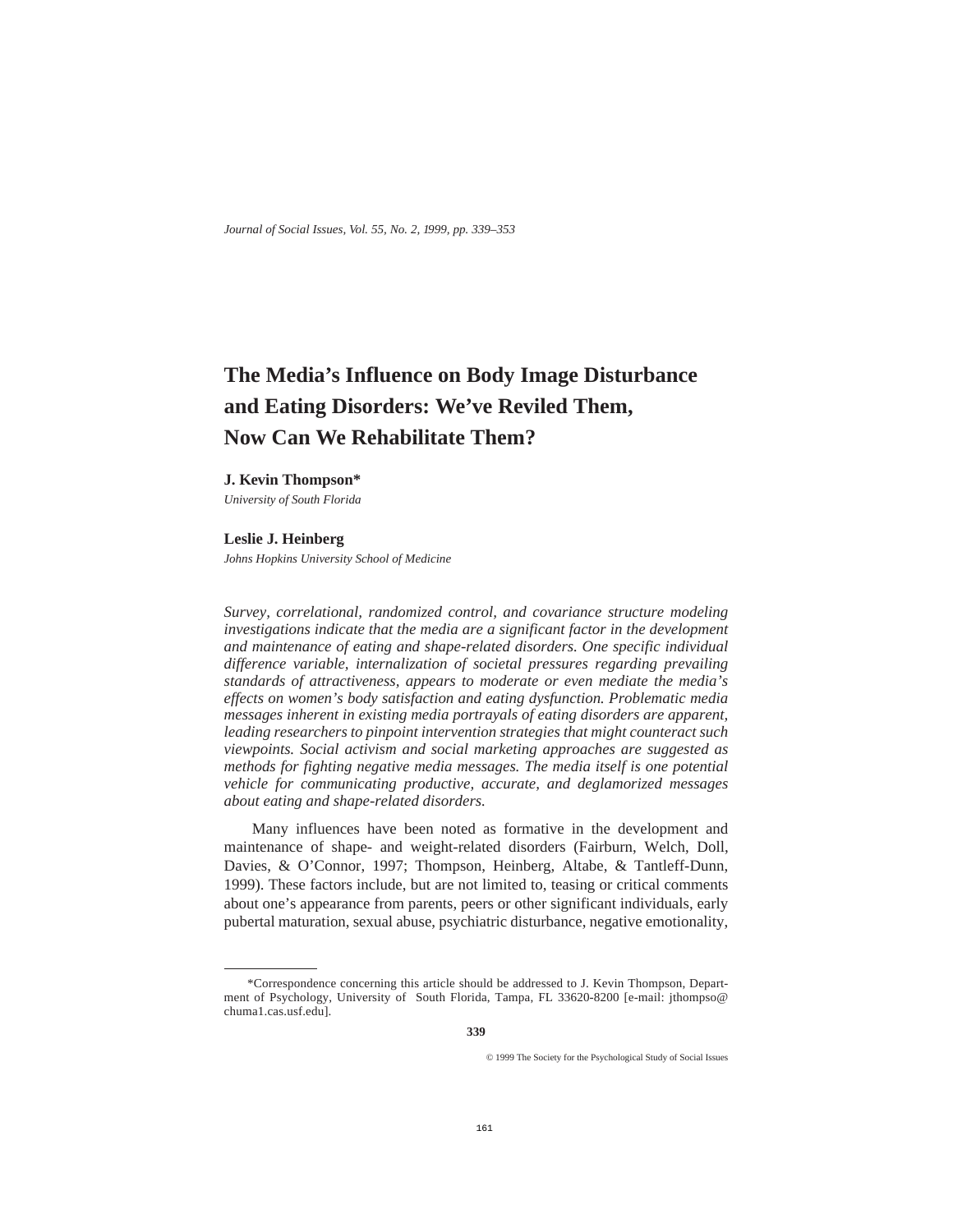# The Media's Influence on Body Image Disturbance and Eating Disorders: We've Reviled Them, Now Can We Rehabilitate Them?

**J. Kevin Thompson***
*University of South Florida*

**Leslie J. Heinberg**
*Johns Hopkins University School of Medicine*

*Survey, correlational, randomized control, and covariance structure modeling investigations indicate that the media are a significant factor in the development and maintenance of eating and shape-related disorders. One specific individual difference variable, internalization of societal pressures regarding prevailing standards of attractiveness, appears to moderate or even mediate the media's effects on women's body satisfaction and eating dysfunction. Problematic media messages inherent in existing media portrayals of eating disorders are apparent, leading researchers to pinpoint intervention strategies that might counteract such viewpoints. Social activism and social marketing approaches are suggested as methods for fighting negative media messages. The media itself is one potential vehicle for communicating productive, accurate, and deglamorized messages about eating and shape-related disorders.*

Many influences have been noted as formative in the development and maintenance of shape- and weight-related disorders (Fairburn, Welch, Doll, Davies, & O'Connor, 1997; Thompson, Heinberg, Altabe, & Tantleff-Dunn, 1999). These factors include, but are not limited to, teasing or critical comments about one's appearance from parents, peers or other significant individuals, early pubertal maturation, sexual abuse, psychiatric disturbance, negative emotionality,

---

*Correspondence concerning this article should be addressed to J. Kevin Thompson, Department of Psychology, University of South Florida, Tampa, FL 33620-8200 [e-mail: jthompso@chuma1.cas.usf.edu].

© 1999 The Society for the Psychological Study of Social Issues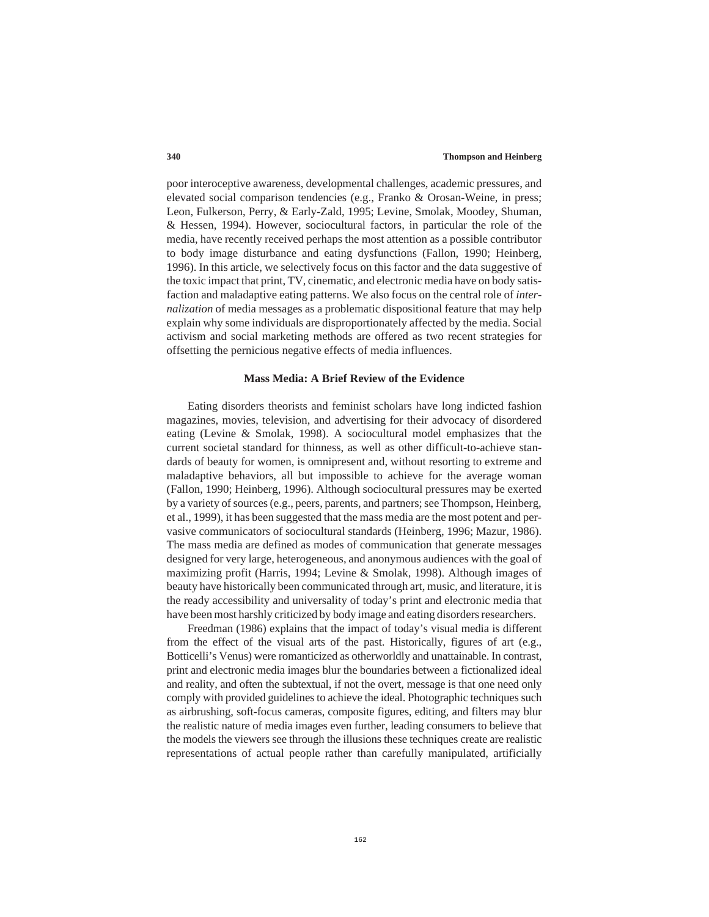poor interoceptive awareness, developmental challenges, academic pressures, and elevated social comparison tendencies (e.g., Franko & Orosan-Weine, in press; Leon, Fulkerson, Perry, & Early-Zald, 1995; Levine, Smolak, Moodey, Shuman, & Hessen, 1994). However, sociocultural factors, in particular the role of the media, have recently received perhaps the most attention as a possible contributor to body image disturbance and eating dysfunctions (Fallon, 1990; Heinberg, 1996). In this article, we selectively focus on this factor and the data suggestive of the toxic impact that print, TV, cinematic, and electronic media have on body satisfaction and maladaptive eating patterns. We also focus on the central role of *internalization* of media messages as a problematic dispositional feature that may help explain why some individuals are disproportionately affected by the media. Social activism and social marketing methods are offered as two recent strategies for offsetting the pernicious negative effects of media influences.

## Mass Media: A Brief Review of the Evidence

Eating disorders theorists and feminist scholars have long indicted fashion magazines, movies, television, and advertising for their advocacy of disordered eating (Levine & Smolak, 1998). A sociocultural model emphasizes that the current societal standard for thinness, as well as other difficult-to-achieve standards of beauty for women, is omnipresent and, without resorting to extreme and maladaptive behaviors, all but impossible to achieve for the average woman (Fallon, 1990; Heinberg, 1996). Although sociocultural pressures may be exerted by a variety of sources (e.g., peers, parents, and partners; see Thompson, Heinberg, et al., 1999), it has been suggested that the mass media are the most potent and pervasive communicators of sociocultural standards (Heinberg, 1996; Mazur, 1986). The mass media are defined as modes of communication that generate messages designed for very large, heterogeneous, and anonymous audiences with the goal of maximizing profit (Harris, 1994; Levine & Smolak, 1998). Although images of beauty have historically been communicated through art, music, and literature, it is the ready accessibility and universality of today's print and electronic media that have been most harshly criticized by body image and eating disorders researchers.

Freedman (1986) explains that the impact of today's visual media is different from the effect of the visual arts of the past. Historically, figures of art (e.g., Botticelli's Venus) were romanticized as otherworldly and unattainable. In contrast, print and electronic media images blur the boundaries between a fictionalized ideal and reality, and often the subtextual, if not the overt, message is that one need only comply with provided guidelines to achieve the ideal. Photographic techniques such as airbrushing, soft-focus cameras, composite figures, editing, and filters may blur the realistic nature of media images even further, leading consumers to believe that the models the viewers see through the illusions these techniques create are realistic representations of actual people rather than carefully manipulated, artificially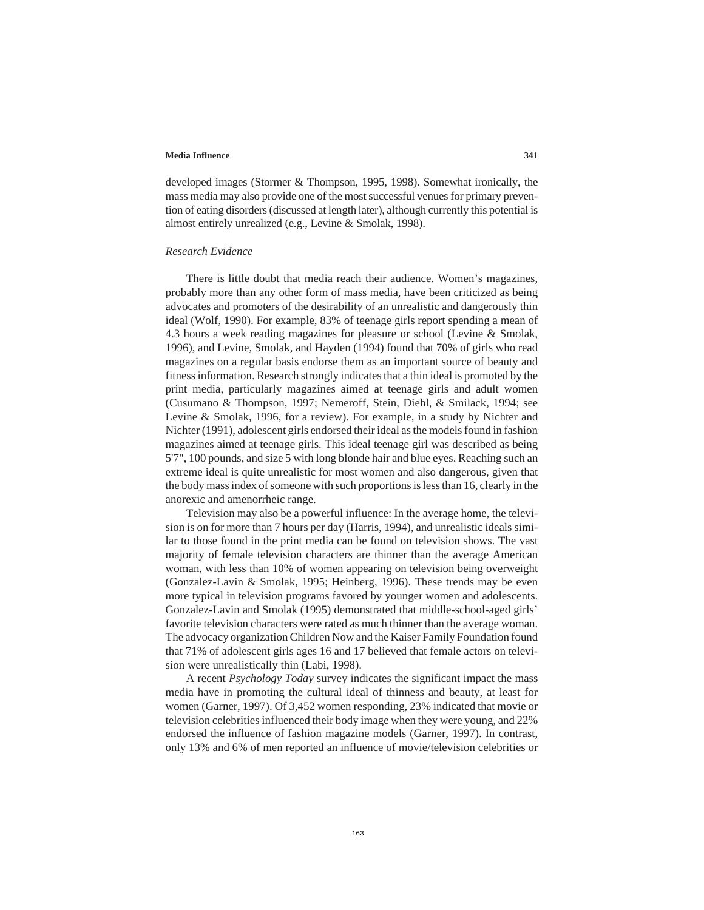developed images (Stormer & Thompson, 1995, 1998). Somewhat ironically, the mass media may also provide one of the most successful venues for primary prevention of eating disorders (discussed at length later), although currently this potential is almost entirely unrealized (e.g., Levine & Smolak, 1998).

### *Research Evidence*

There is little doubt that media reach their audience. Women's magazines, probably more than any other form of mass media, have been criticized as being advocates and promoters of the desirability of an unrealistic and dangerously thin ideal (Wolf, 1990). For example, 83% of teenage girls report spending a mean of 4.3 hours a week reading magazines for pleasure or school (Levine & Smolak, 1996), and Levine, Smolak, and Hayden (1994) found that 70% of girls who read magazines on a regular basis endorse them as an important source of beauty and fitness information. Research strongly indicates that a thin ideal is promoted by the print media, particularly magazines aimed at teenage girls and adult women (Cusumano & Thompson, 1997; Nemeroff, Stein, Diehl, & Smilack, 1994; see Levine & Smolak, 1996, for a review). For example, in a study by Nichter and Nichter (1991), adolescent girls endorsed their ideal as the models found in fashion magazines aimed at teenage girls. This ideal teenage girl was described as being 5'7", 100 pounds, and size 5 with long blonde hair and blue eyes. Reaching such an extreme ideal is quite unrealistic for most women and also dangerous, given that the body mass index of someone with such proportions is less than 16, clearly in the anorexic and amenorrheic range.

Television may also be a powerful influence: In the average home, the television is on for more than 7 hours per day (Harris, 1994), and unrealistic ideals similar to those found in the print media can be found on television shows. The vast majority of female television characters are thinner than the average American woman, with less than 10% of women appearing on television being overweight (Gonzalez-Lavin & Smolak, 1995; Heinberg, 1996). These trends may be even more typical in television programs favored by younger women and adolescents. Gonzalez-Lavin and Smolak (1995) demonstrated that middle-school-aged girls' favorite television characters were rated as much thinner than the average woman. The advocacy organization Children Now and the Kaiser Family Foundation found that 71% of adolescent girls ages 16 and 17 believed that female actors on television were unrealistically thin (Labi, 1998).

A recent *Psychology Today* survey indicates the significant impact the mass media have in promoting the cultural ideal of thinness and beauty, at least for women (Garner, 1997). Of 3,452 women responding, 23% indicated that movie or television celebrities influenced their body image when they were young, and 22% endorsed the influence of fashion magazine models (Garner, 1997). In contrast, only 13% and 6% of men reported an influence of movie/television celebrities or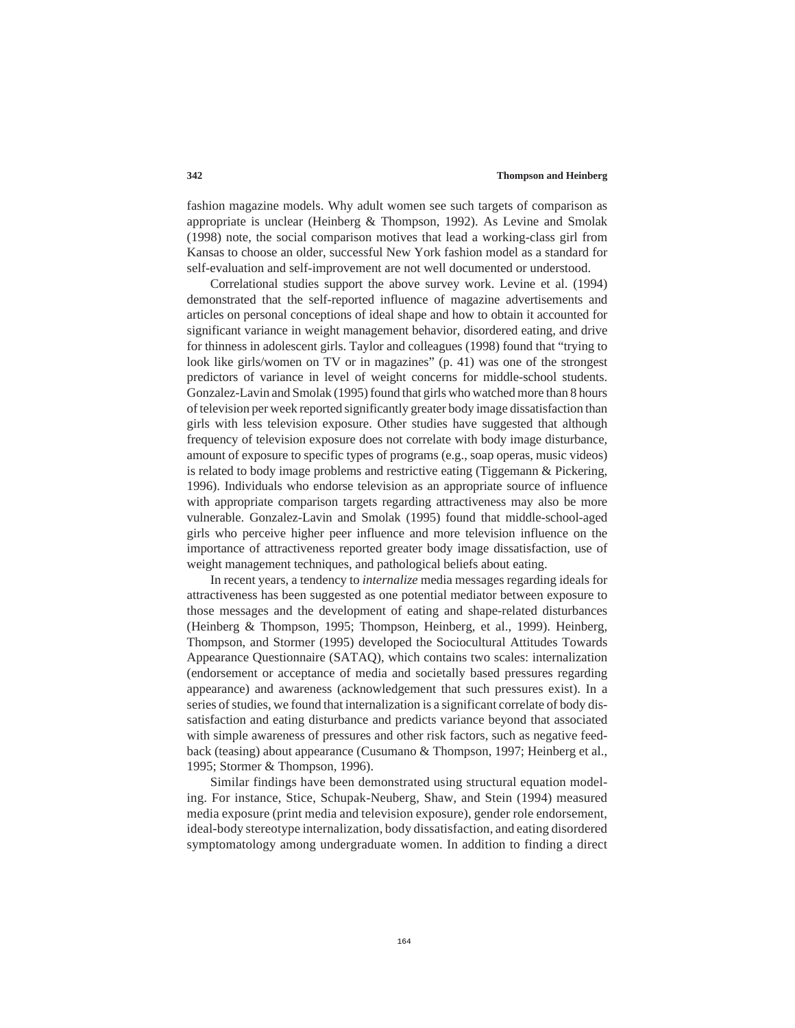fashion magazine models. Why adult women see such targets of comparison as appropriate is unclear (Heinberg & Thompson, 1992). As Levine and Smolak (1998) note, the social comparison motives that lead a working-class girl from Kansas to choose an older, successful New York fashion model as a standard for self-evaluation and self-improvement are not well documented or understood.

Correlational studies support the above survey work. Levine et al. (1994) demonstrated that the self-reported influence of magazine advertisements and articles on personal conceptions of ideal shape and how to obtain it accounted for significant variance in weight management behavior, disordered eating, and drive for thinness in adolescent girls. Taylor and colleagues (1998) found that "trying to look like girls/women on TV or in magazines" (p. 41) was one of the strongest predictors of variance in level of weight concerns for middle-school students. Gonzalez-Lavin and Smolak (1995) found that girls who watched more than 8 hours of television per week reported significantly greater body image dissatisfaction than girls with less television exposure. Other studies have suggested that although frequency of television exposure does not correlate with body image disturbance, amount of exposure to specific types of programs (e.g., soap operas, music videos) is related to body image problems and restrictive eating (Tiggemann & Pickering, 1996). Individuals who endorse television as an appropriate source of influence with appropriate comparison targets regarding attractiveness may also be more vulnerable. Gonzalez-Lavin and Smolak (1995) found that middle-school-aged girls who perceive higher peer influence and more television influence on the importance of attractiveness reported greater body image dissatisfaction, use of weight management techniques, and pathological beliefs about eating.

In recent years, a tendency to *internalize* media messages regarding ideals for attractiveness has been suggested as one potential mediator between exposure to those messages and the development of eating and shape-related disturbances (Heinberg & Thompson, 1995; Thompson, Heinberg, et al., 1999). Heinberg, Thompson, and Stormer (1995) developed the Sociocultural Attitudes Towards Appearance Questionnaire (SATAQ), which contains two scales: internalization (endorsement or acceptance of media and societally based pressures regarding appearance) and awareness (acknowledgement that such pressures exist). In a series of studies, we found that internalization is a significant correlate of body dissatisfaction and eating disturbance and predicts variance beyond that associated with simple awareness of pressures and other risk factors, such as negative feedback (teasing) about appearance (Cusumano & Thompson, 1997; Heinberg et al., 1995; Stormer & Thompson, 1996).

Similar findings have been demonstrated using structural equation modeling. For instance, Stice, Schupak-Neuberg, Shaw, and Stein (1994) measured media exposure (print media and television exposure), gender role endorsement, ideal-body stereotype internalization, body dissatisfaction, and eating disordered symptomatology among undergraduate women. In addition to finding a direct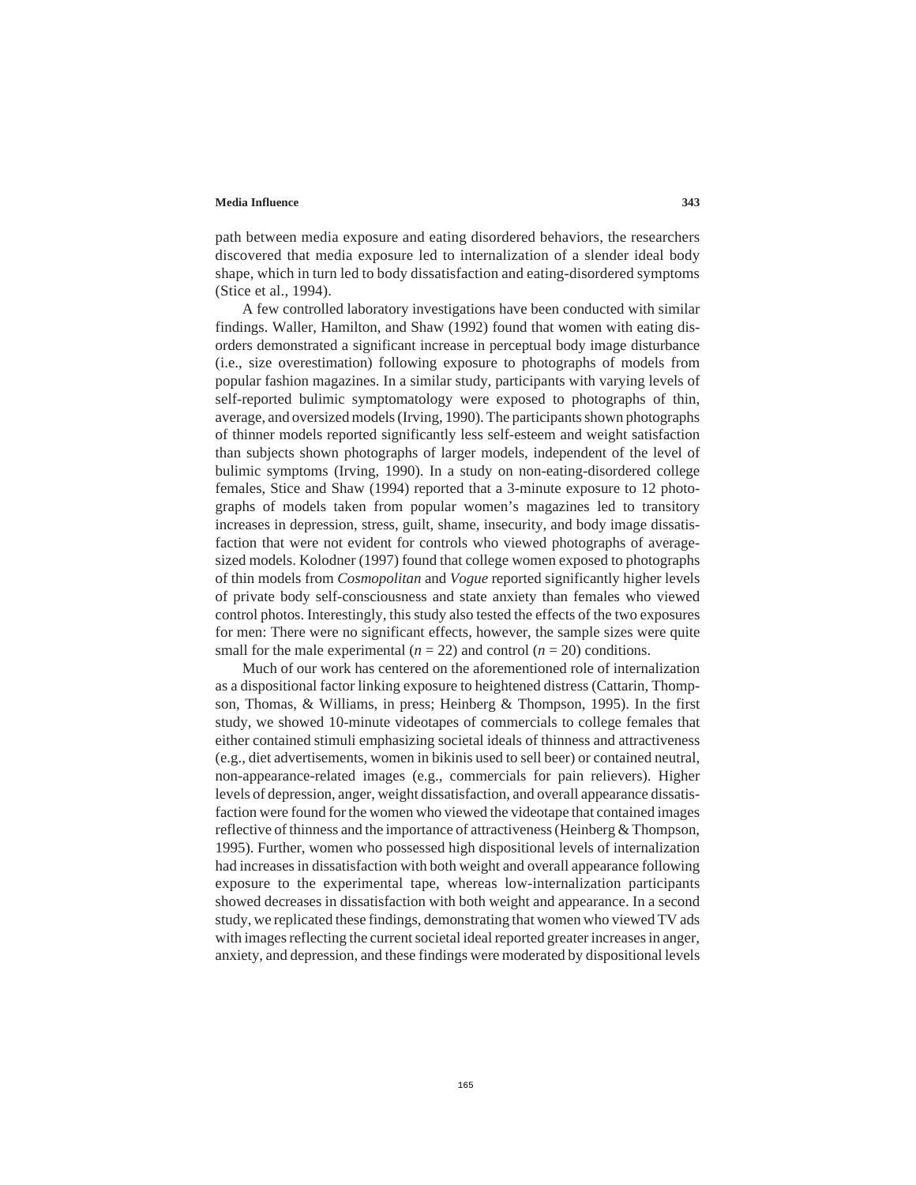path between media exposure and eating disordered behaviors, the researchers discovered that media exposure led to internalization of a slender ideal body shape, which in turn led to body dissatisfaction and eating-disordered symptoms (Stice et al., 1994).

A few controlled laboratory investigations have been conducted with similar findings. Waller, Hamilton, and Shaw (1992) found that women with eating disorders demonstrated a significant increase in perceptual body image disturbance (i.e., size overestimation) following exposure to photographs of models from popular fashion magazines. In a similar study, participants with varying levels of self-reported bulimic symptomatology were exposed to photographs of thin, average, and oversized models (Irving, 1990). The participants shown photographs of thinner models reported significantly less self-esteem and weight satisfaction than subjects shown photographs of larger models, independent of the level of bulimic symptoms (Irving, 1990). In a study on non-eating-disordered college females, Stice and Shaw (1994) reported that a 3-minute exposure to 12 photographs of models taken from popular women's magazines led to transitory increases in depression, stress, guilt, shame, insecurity, and body image dissatisfaction that were not evident for controls who viewed photographs of average-sized models. Kolodner (1997) found that college women exposed to photographs of thin models from *Cosmopolitan* and *Vogue* reported significantly higher levels of private body self-consciousness and state anxiety than females who viewed control photos. Interestingly, this study also tested the effects of the two exposures for men: There were no significant effects, however, the sample sizes were quite small for the male experimental ($n$ = 22) and control ($n$ = 20) conditions.

Much of our work has centered on the aforementioned role of internalization as a dispositional factor linking exposure to heightened distress (Cattarin, Thompson, Thomas, & Williams, in press; Heinberg & Thompson, 1995). In the first study, we showed 10-minute videotapes of commercials to college females that either contained stimuli emphasizing societal ideals of thinness and attractiveness (e.g., diet advertisements, women in bikinis used to sell beer) or contained neutral, non-appearance-related images (e.g., commercials for pain relievers). Higher levels of depression, anger, weight dissatisfaction, and overall appearance dissatisfaction were found for the women who viewed the videotape that contained images reflective of thinness and the importance of attractiveness (Heinberg & Thompson, 1995). Further, women who possessed high dispositional levels of internalization had increases in dissatisfaction with both weight and overall appearance following exposure to the experimental tape, whereas low-internalization participants showed decreases in dissatisfaction with both weight and appearance. In a second study, we replicated these findings, demonstrating that women who viewed TV ads with images reflecting the current societal ideal reported greater increases in anger, anxiety, and depression, and these findings were moderated by dispositional levels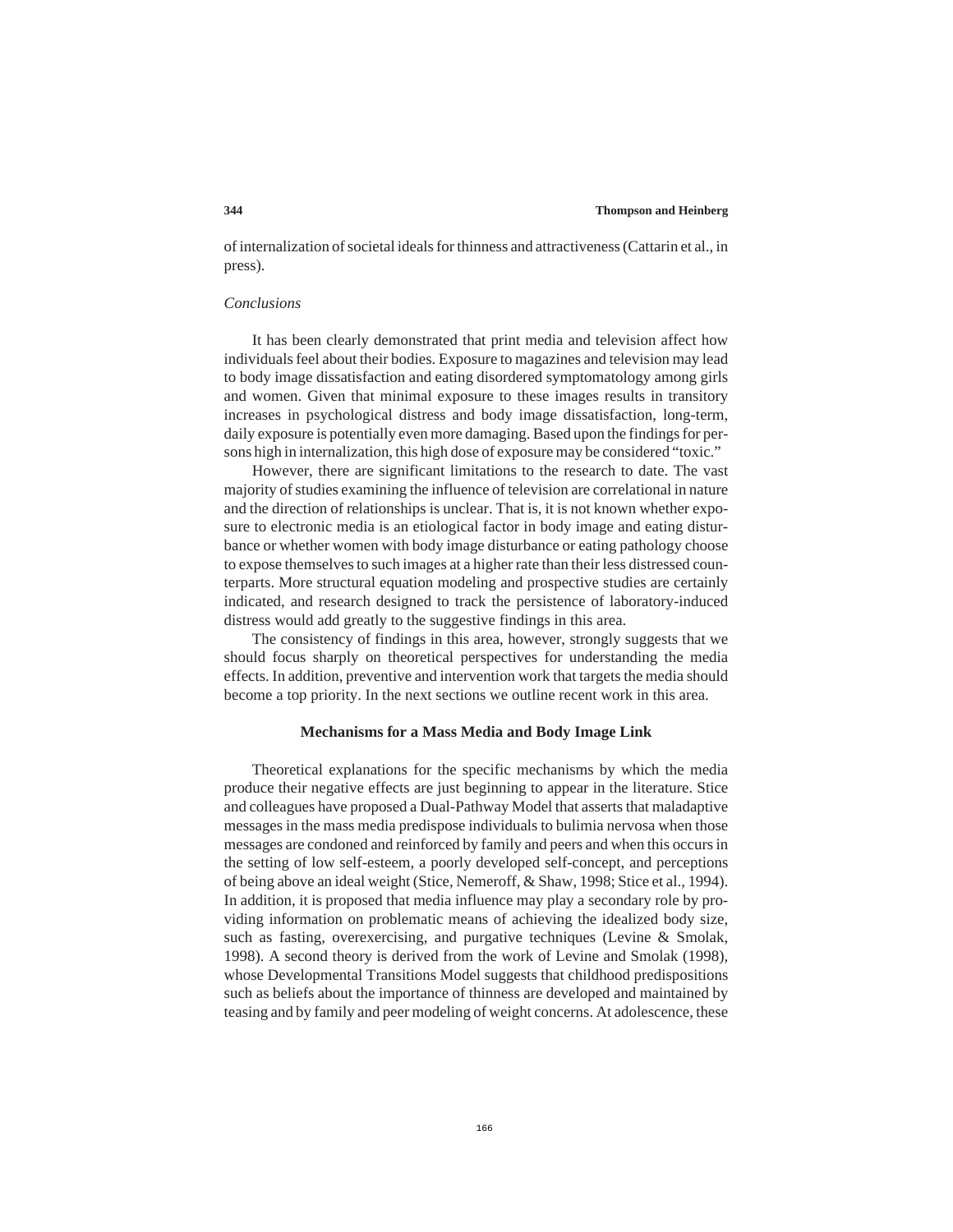of internalization of societal ideals for thinness and attractiveness (Cattarin et al., in press).

*Conclusions*

It has been clearly demonstrated that print media and television affect how individuals feel about their bodies. Exposure to magazines and television may lead to body image dissatisfaction and eating disordered symptomatology among girls and women. Given that minimal exposure to these images results in transitory increases in psychological distress and body image dissatisfaction, long-term, daily exposure is potentially even more damaging. Based upon the findings for persons high in internalization, this high dose of exposure may be considered "toxic."

However, there are significant limitations to the research to date. The vast majority of studies examining the influence of television are correlational in nature and the direction of relationships is unclear. That is, it is not known whether exposure to electronic media is an etiological factor in body image and eating disturbance or whether women with body image disturbance or eating pathology choose to expose themselves to such images at a higher rate than their less distressed counterparts. More structural equation modeling and prospective studies are certainly indicated, and research designed to track the persistence of laboratory-induced distress would add greatly to the suggestive findings in this area.

The consistency of findings in this area, however, strongly suggests that we should focus sharply on theoretical perspectives for understanding the media effects. In addition, preventive and intervention work that targets the media should become a top priority. In the next sections we outline recent work in this area.

## Mechanisms for a Mass Media and Body Image Link

Theoretical explanations for the specific mechanisms by which the media produce their negative effects are just beginning to appear in the literature. Stice and colleagues have proposed a Dual-Pathway Model that asserts that maladaptive messages in the mass media predispose individuals to bulimia nervosa when those messages are condoned and reinforced by family and peers and when this occurs in the setting of low self-esteem, a poorly developed self-concept, and perceptions of being above an ideal weight (Stice, Nemeroff, & Shaw, 1998; Stice et al., 1994). In addition, it is proposed that media influence may play a secondary role by providing information on problematic means of achieving the idealized body size, such as fasting, overexercising, and purgative techniques (Levine & Smolak, 1998). A second theory is derived from the work of Levine and Smolak (1998), whose Developmental Transitions Model suggests that childhood predispositions such as beliefs about the importance of thinness are developed and maintained by teasing and by family and peer modeling of weight concerns. At adolescence, these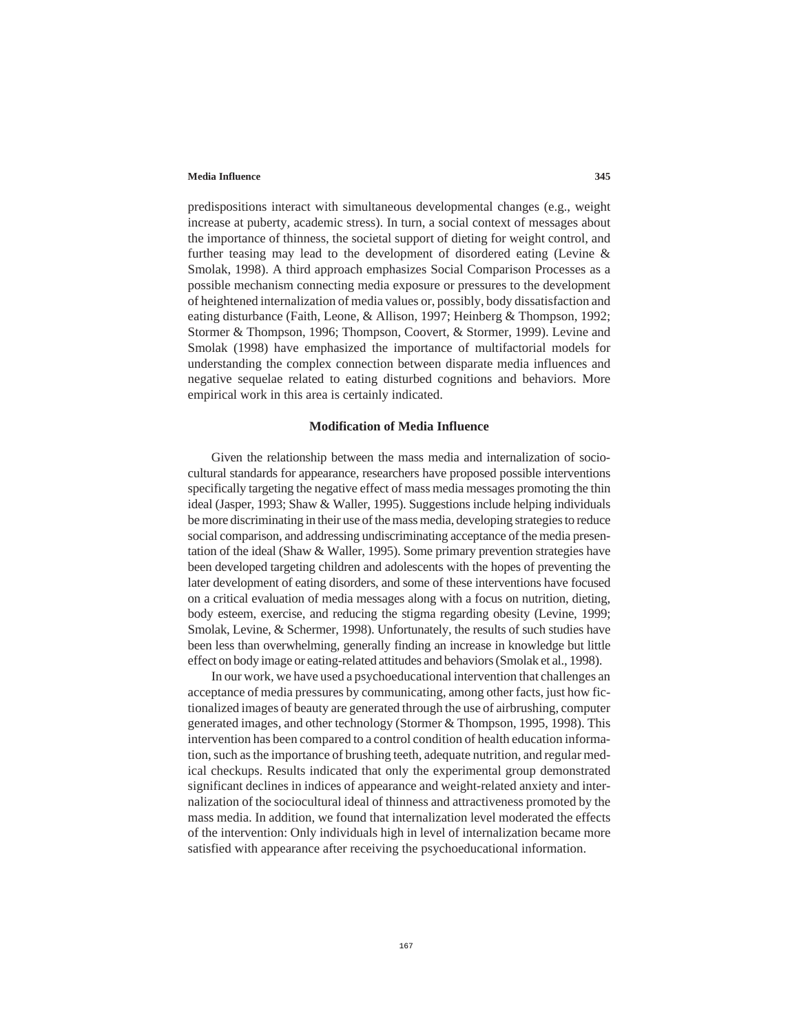predispositions interact with simultaneous developmental changes (e.g., weight increase at puberty, academic stress). In turn, a social context of messages about the importance of thinness, the societal support of dieting for weight control, and further teasing may lead to the development of disordered eating (Levine & Smolak, 1998). A third approach emphasizes Social Comparison Processes as a possible mechanism connecting media exposure or pressures to the development of heightened internalization of media values or, possibly, body dissatisfaction and eating disturbance (Faith, Leone, & Allison, 1997; Heinberg & Thompson, 1992; Stormer & Thompson, 1996; Thompson, Coovert, & Stormer, 1999). Levine and Smolak (1998) have emphasized the importance of multifactorial models for understanding the complex connection between disparate media influences and negative sequelae related to eating disturbed cognitions and behaviors. More empirical work in this area is certainly indicated.

## Modification of Media Influence

Given the relationship between the mass media and internalization of sociocultural standards for appearance, researchers have proposed possible interventions specifically targeting the negative effect of mass media messages promoting the thin ideal (Jasper, 1993; Shaw & Waller, 1995). Suggestions include helping individuals be more discriminating in their use of the mass media, developing strategies to reduce social comparison, and addressing undiscriminating acceptance of the media presentation of the ideal (Shaw & Waller, 1995). Some primary prevention strategies have been developed targeting children and adolescents with the hopes of preventing the later development of eating disorders, and some of these interventions have focused on a critical evaluation of media messages along with a focus on nutrition, dieting, body esteem, exercise, and reducing the stigma regarding obesity (Levine, 1999; Smolak, Levine, & Schermer, 1998). Unfortunately, the results of such studies have been less than overwhelming, generally finding an increase in knowledge but little effect on body image or eating-related attitudes and behaviors (Smolak et al., 1998).

In our work, we have used a psychoeducational intervention that challenges an acceptance of media pressures by communicating, among other facts, just how fictionalized images of beauty are generated through the use of airbrushing, computer generated images, and other technology (Stormer & Thompson, 1995, 1998). This intervention has been compared to a control condition of health education information, such as the importance of brushing teeth, adequate nutrition, and regular medical checkups. Results indicated that only the experimental group demonstrated significant declines in indices of appearance and weight-related anxiety and internalization of the sociocultural ideal of thinness and attractiveness promoted by the mass media. In addition, we found that internalization level moderated the effects of the intervention: Only individuals high in level of internalization became more satisfied with appearance after receiving the psychoeducational information.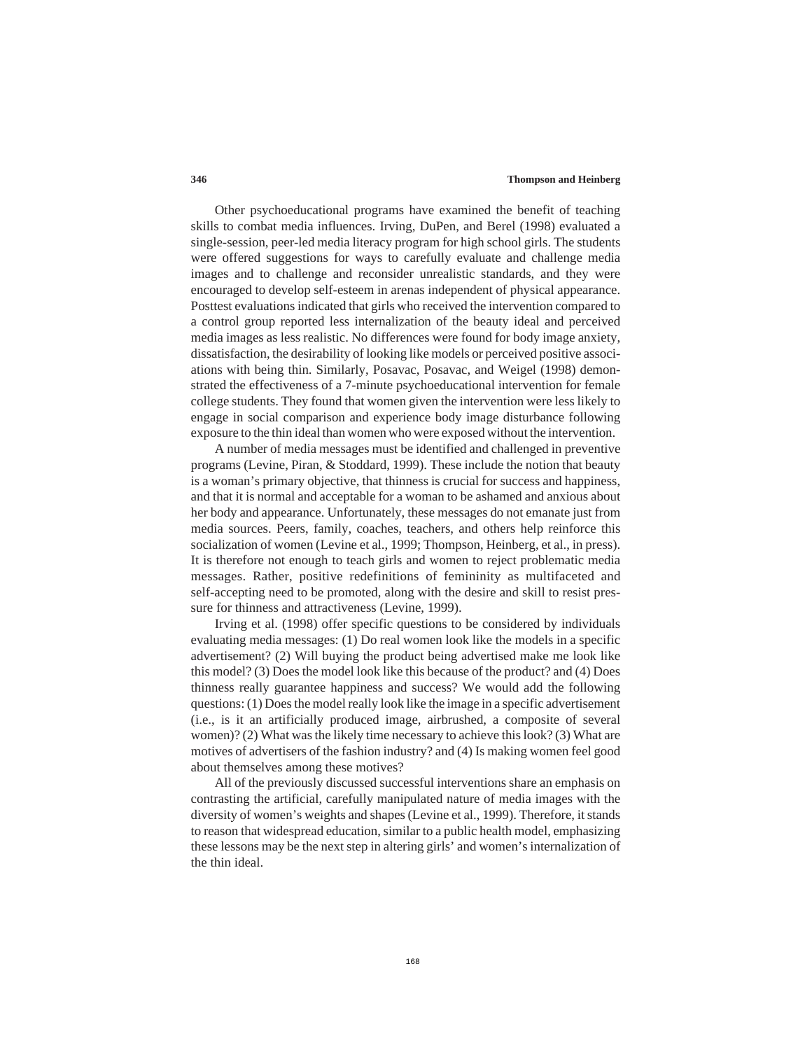Other psychoeducational programs have examined the benefit of teaching skills to combat media influences. Irving, DuPen, and Berel (1998) evaluated a single-session, peer-led media literacy program for high school girls. The students were offered suggestions for ways to carefully evaluate and challenge media images and to challenge and reconsider unrealistic standards, and they were encouraged to develop self-esteem in arenas independent of physical appearance. Posttest evaluations indicated that girls who received the intervention compared to a control group reported less internalization of the beauty ideal and perceived media images as less realistic. No differences were found for body image anxiety, dissatisfaction, the desirability of looking like models or perceived positive associations with being thin. Similarly, Posavac, Posavac, and Weigel (1998) demonstrated the effectiveness of a 7-minute psychoeducational intervention for female college students. They found that women given the intervention were less likely to engage in social comparison and experience body image disturbance following exposure to the thin ideal than women who were exposed without the intervention.

A number of media messages must be identified and challenged in preventive programs (Levine, Piran, & Stoddard, 1999). These include the notion that beauty is a woman's primary objective, that thinness is crucial for success and happiness, and that it is normal and acceptable for a woman to be ashamed and anxious about her body and appearance. Unfortunately, these messages do not emanate just from media sources. Peers, family, coaches, teachers, and others help reinforce this socialization of women (Levine et al., 1999; Thompson, Heinberg, et al., in press). It is therefore not enough to teach girls and women to reject problematic media messages. Rather, positive redefinitions of femininity as multifaceted and self-accepting need to be promoted, along with the desire and skill to resist pressure for thinness and attractiveness (Levine, 1999).

Irving et al. (1998) offer specific questions to be considered by individuals evaluating media messages: (1) Do real women look like the models in a specific advertisement? (2) Will buying the product being advertised make me look like this model? (3) Does the model look like this because of the product? and (4) Does thinness really guarantee happiness and success? We would add the following questions: (1) Does the model really look like the image in a specific advertisement (i.e., is it an artificially produced image, airbrushed, a composite of several women)? (2) What was the likely time necessary to achieve this look? (3) What are motives of advertisers of the fashion industry? and (4) Is making women feel good about themselves among these motives?

All of the previously discussed successful interventions share an emphasis on contrasting the artificial, carefully manipulated nature of media images with the diversity of women's weights and shapes (Levine et al., 1999). Therefore, it stands to reason that widespread education, similar to a public health model, emphasizing these lessons may be the next step in altering girls' and women's internalization of the thin ideal.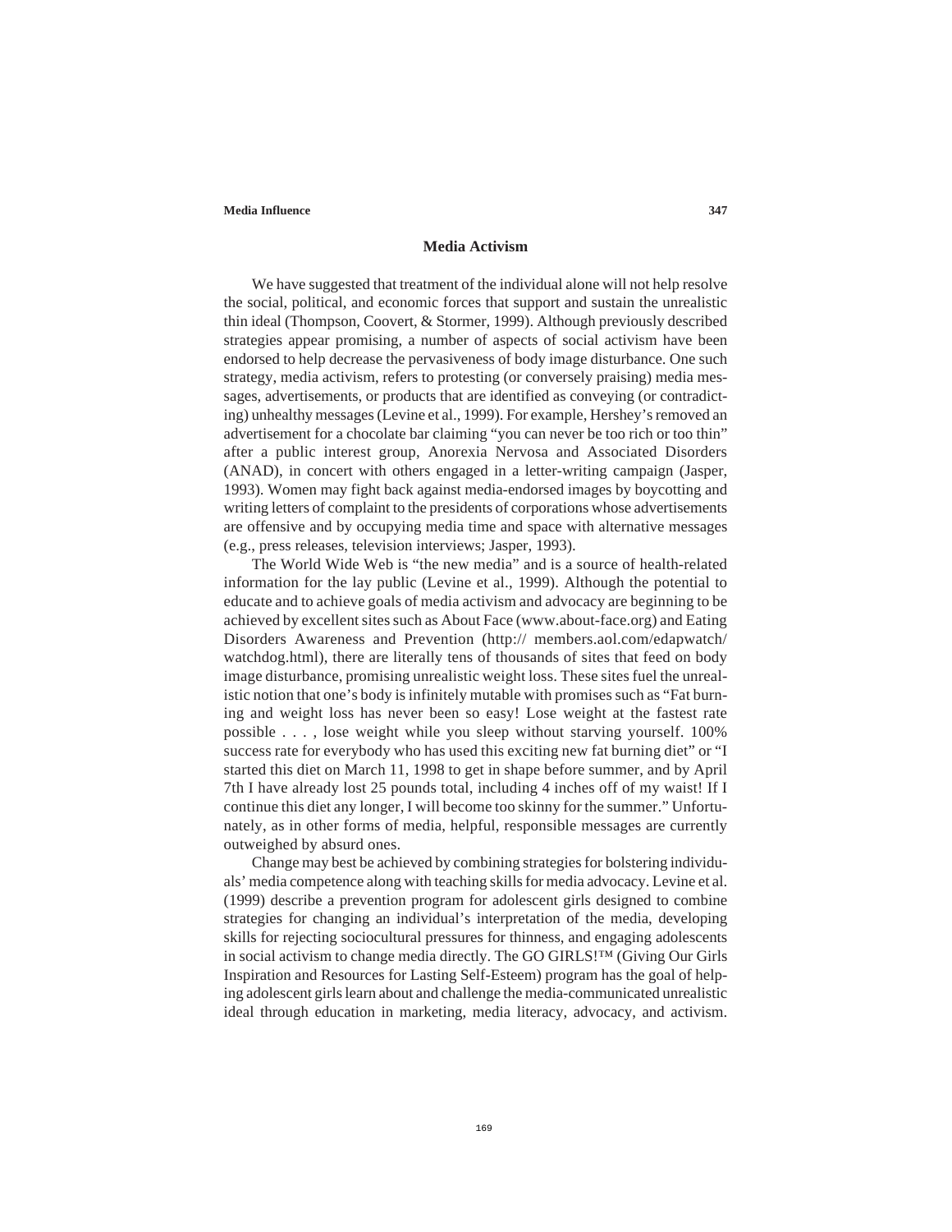## Media Activism

We have suggested that treatment of the individual alone will not help resolve the social, political, and economic forces that support and sustain the unrealistic thin ideal (Thompson, Coovert, & Stormer, 1999). Although previously described strategies appear promising, a number of aspects of social activism have been endorsed to help decrease the pervasiveness of body image disturbance. One such strategy, media activism, refers to protesting (or conversely praising) media messages, advertisements, or products that are identified as conveying (or contradicting) unhealthy messages (Levine et al., 1999). For example, Hershey's removed an advertisement for a chocolate bar claiming "you can never be too rich or too thin" after a public interest group, Anorexia Nervosa and Associated Disorders (ANAD), in concert with others engaged in a letter-writing campaign (Jasper, 1993). Women may fight back against media-endorsed images by boycotting and writing letters of complaint to the presidents of corporations whose advertisements are offensive and by occupying media time and space with alternative messages (e.g., press releases, television interviews; Jasper, 1993).

The World Wide Web is "the new media" and is a source of health-related information for the lay public (Levine et al., 1999). Although the potential to educate and to achieve goals of media activism and advocacy are beginning to be achieved by excellent sites such as About Face (www.about-face.org) and Eating Disorders Awareness and Prevention (http:// members.aol.com/edapwatch/watchdog.html), there are literally tens of thousands of sites that feed on body image disturbance, promising unrealistic weight loss. These sites fuel the unrealistic notion that one's body is infinitely mutable with promises such as "Fat burning and weight loss has never been so easy! Lose weight at the fastest rate possible . . . , lose weight while you sleep without starving yourself. 100% success rate for everybody who has used this exciting new fat burning diet" or "I started this diet on March 11, 1998 to get in shape before summer, and by April 7th I have already lost 25 pounds total, including 4 inches off of my waist! If I continue this diet any longer, I will become too skinny for the summer." Unfortunately, as in other forms of media, helpful, responsible messages are currently outweighed by absurd ones.

Change may best be achieved by combining strategies for bolstering individuals' media competence along with teaching skills for media advocacy. Levine et al. (1999) describe a prevention program for adolescent girls designed to combine strategies for changing an individual's interpretation of the media, developing skills for rejecting sociocultural pressures for thinness, and engaging adolescents in social activism to change media directly. The GO GIRLS!™ (Giving Our Girls Inspiration and Resources for Lasting Self-Esteem) program has the goal of helping adolescent girls learn about and challenge the media-communicated unrealistic ideal through education in marketing, media literacy, advocacy, and activism.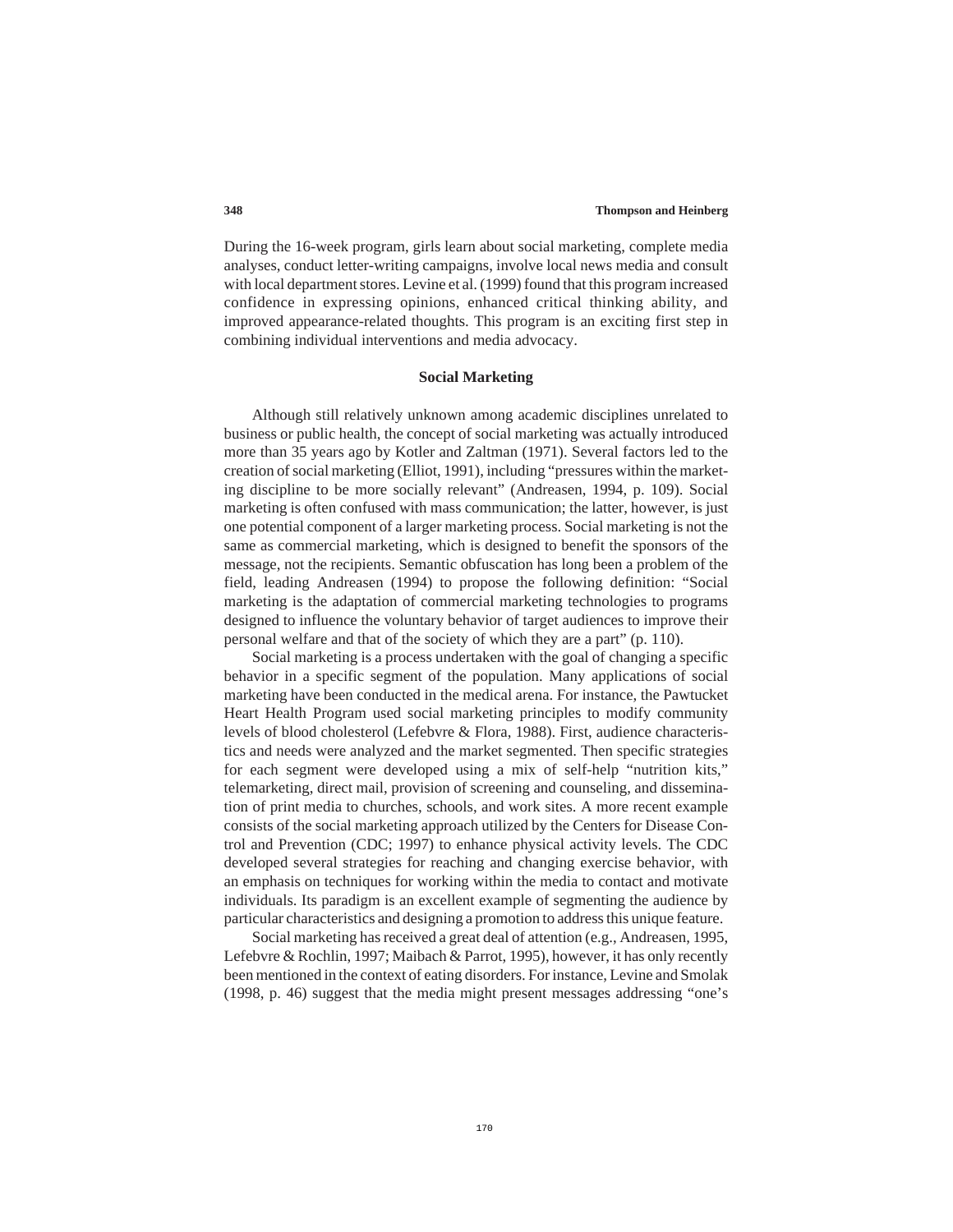During the 16-week program, girls learn about social marketing, complete media analyses, conduct letter-writing campaigns, involve local news media and consult with local department stores. Levine et al. (1999) found that this program increased confidence in expressing opinions, enhanced critical thinking ability, and improved appearance-related thoughts. This program is an exciting first step in combining individual interventions and media advocacy.

## Social Marketing

Although still relatively unknown among academic disciplines unrelated to business or public health, the concept of social marketing was actually introduced more than 35 years ago by Kotler and Zaltman (1971). Several factors led to the creation of social marketing (Elliot, 1991), including "pressures within the marketing discipline to be more socially relevant" (Andreasen, 1994, p. 109). Social marketing is often confused with mass communication; the latter, however, is just one potential component of a larger marketing process. Social marketing is not the same as commercial marketing, which is designed to benefit the sponsors of the message, not the recipients. Semantic obfuscation has long been a problem of the field, leading Andreasen (1994) to propose the following definition: "Social marketing is the adaptation of commercial marketing technologies to programs designed to influence the voluntary behavior of target audiences to improve their personal welfare and that of the society of which they are a part" (p. 110).

Social marketing is a process undertaken with the goal of changing a specific behavior in a specific segment of the population. Many applications of social marketing have been conducted in the medical arena. For instance, the Pawtucket Heart Health Program used social marketing principles to modify community levels of blood cholesterol (Lefebvre & Flora, 1988). First, audience characteristics and needs were analyzed and the market segmented. Then specific strategies for each segment were developed using a mix of self-help "nutrition kits," telemarketing, direct mail, provision of screening and counseling, and dissemination of print media to churches, schools, and work sites. A more recent example consists of the social marketing approach utilized by the Centers for Disease Control and Prevention (CDC; 1997) to enhance physical activity levels. The CDC developed several strategies for reaching and changing exercise behavior, with an emphasis on techniques for working within the media to contact and motivate individuals. Its paradigm is an excellent example of segmenting the audience by particular characteristics and designing a promotion to address this unique feature.

Social marketing has received a great deal of attention (e.g., Andreasen, 1995, Lefebvre & Rochlin, 1997; Maibach & Parrot, 1995), however, it has only recently been mentioned in the context of eating disorders. For instance, Levine and Smolak (1998, p. 46) suggest that the media might present messages addressing "one's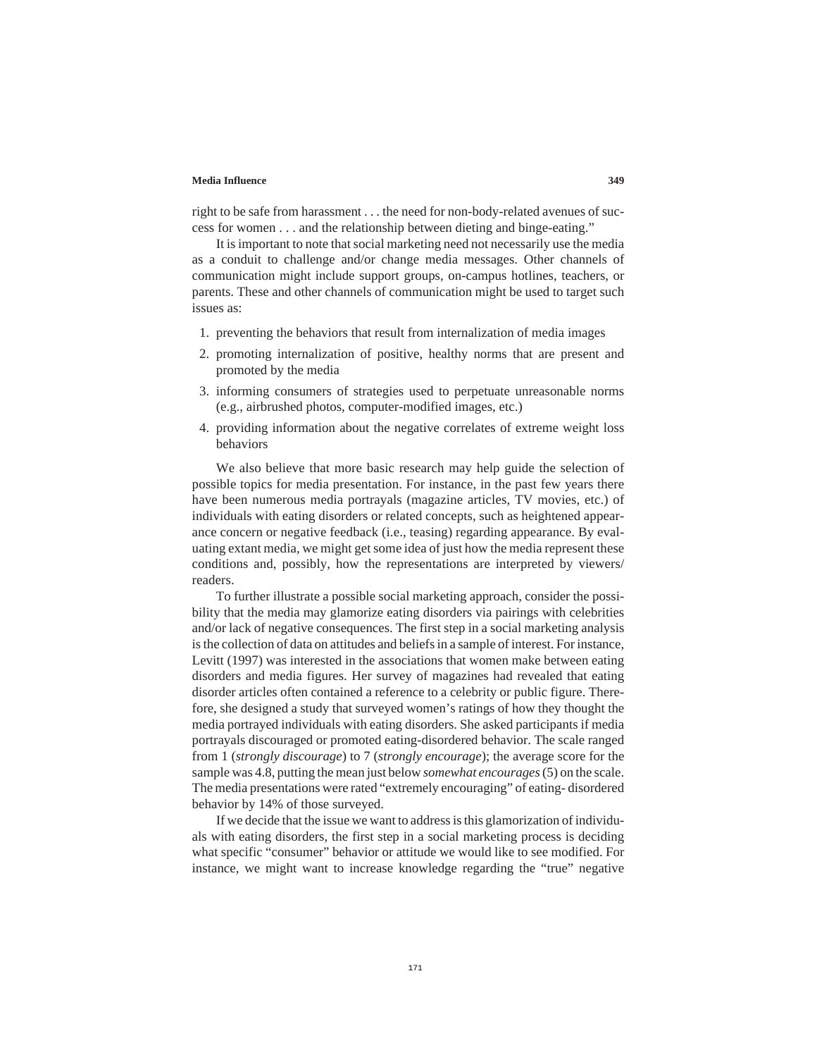right to be safe from harassment . . . the need for non-body-related avenues of success for women . . . and the relationship between dieting and binge-eating."

It is important to note that social marketing need not necessarily use the media as a conduit to challenge and/or change media messages. Other channels of communication might include support groups, on-campus hotlines, teachers, or parents. These and other channels of communication might be used to target such issues as:

1. preventing the behaviors that result from internalization of media images
2. promoting internalization of positive, healthy norms that are present and promoted by the media
3. informing consumers of strategies used to perpetuate unreasonable norms (e.g., airbrushed photos, computer-modified images, etc.)
4. providing information about the negative correlates of extreme weight loss behaviors

We also believe that more basic research may help guide the selection of possible topics for media presentation. For instance, in the past few years there have been numerous media portrayals (magazine articles, TV movies, etc.) of individuals with eating disorders or related concepts, such as heightened appearance concern or negative feedback (i.e., teasing) regarding appearance. By evaluating extant media, we might get some idea of just how the media represent these conditions and, possibly, how the representations are interpreted by viewers/readers.

To further illustrate a possible social marketing approach, consider the possibility that the media may glamorize eating disorders via pairings with celebrities and/or lack of negative consequences. The first step in a social marketing analysis is the collection of data on attitudes and beliefs in a sample of interest. For instance, Levitt (1997) was interested in the associations that women make between eating disorders and media figures. Her survey of magazines had revealed that eating disorder articles often contained a reference to a celebrity or public figure. Therefore, she designed a study that surveyed women's ratings of how they thought the media portrayed individuals with eating disorders. She asked participants if media portrayals discouraged or promoted eating-disordered behavior. The scale ranged from 1 (*strongly discourage*) to 7 (*strongly encourage*); the average score for the sample was 4.8, putting the mean just below *somewhat encourages* (5) on the scale. The media presentations were rated "extremely encouraging" of eating- disordered behavior by 14% of those surveyed.

If we decide that the issue we want to address is this glamorization of individuals with eating disorders, the first step in a social marketing process is deciding what specific "consumer" behavior or attitude we would like to see modified. For instance, we might want to increase knowledge regarding the "true" negative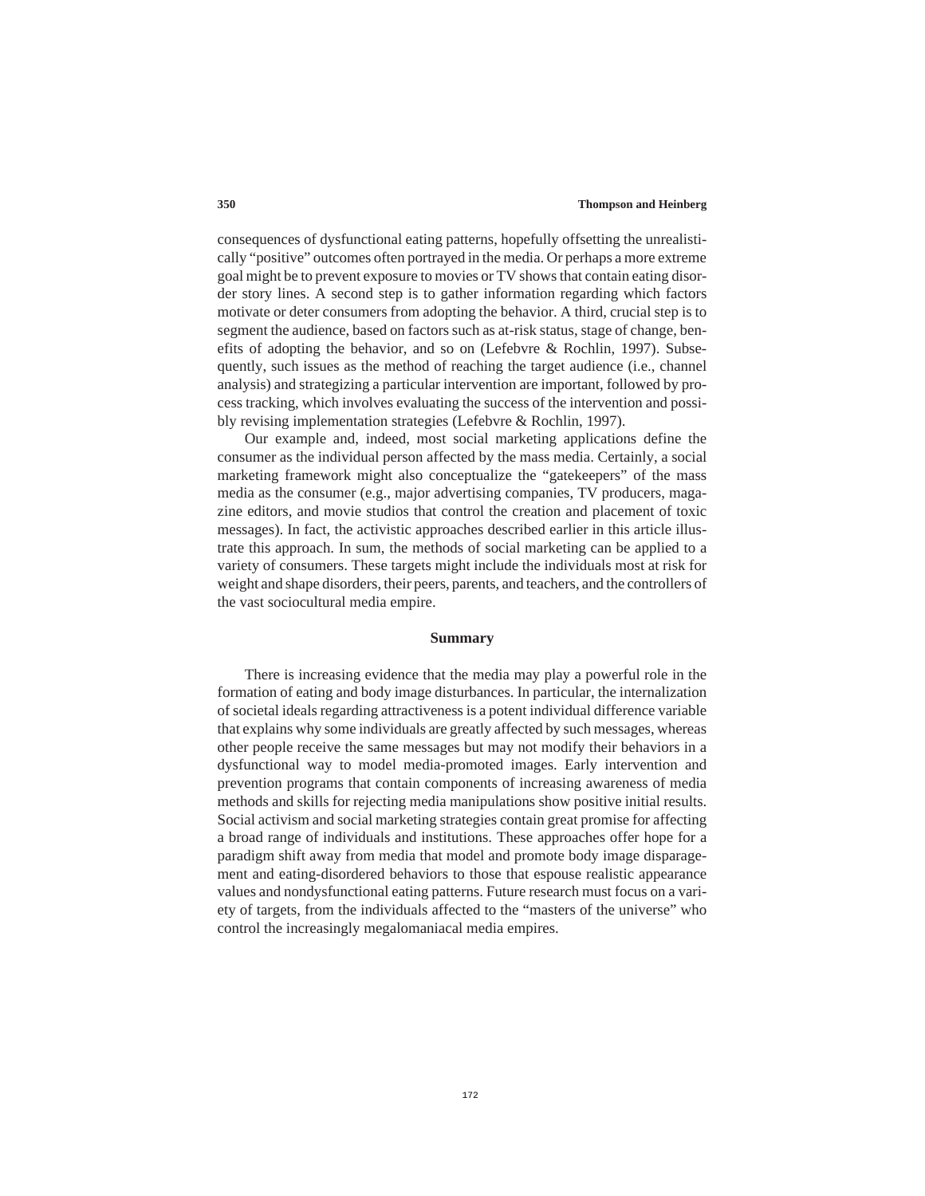consequences of dysfunctional eating patterns, hopefully offsetting the unrealistically "positive" outcomes often portrayed in the media. Or perhaps a more extreme goal might be to prevent exposure to movies or TV shows that contain eating disorder story lines. A second step is to gather information regarding which factors motivate or deter consumers from adopting the behavior. A third, crucial step is to segment the audience, based on factors such as at-risk status, stage of change, benefits of adopting the behavior, and so on (Lefebvre & Rochlin, 1997). Subsequently, such issues as the method of reaching the target audience (i.e., channel analysis) and strategizing a particular intervention are important, followed by process tracking, which involves evaluating the success of the intervention and possibly revising implementation strategies (Lefebvre & Rochlin, 1997).

Our example and, indeed, most social marketing applications define the consumer as the individual person affected by the mass media. Certainly, a social marketing framework might also conceptualize the "gatekeepers" of the mass media as the consumer (e.g., major advertising companies, TV producers, magazine editors, and movie studios that control the creation and placement of toxic messages). In fact, the activistic approaches described earlier in this article illustrate this approach. In sum, the methods of social marketing can be applied to a variety of consumers. These targets might include the individuals most at risk for weight and shape disorders, their peers, parents, and teachers, and the controllers of the vast sociocultural media empire.

## Summary

There is increasing evidence that the media may play a powerful role in the formation of eating and body image disturbances. In particular, the internalization of societal ideals regarding attractiveness is a potent individual difference variable that explains why some individuals are greatly affected by such messages, whereas other people receive the same messages but may not modify their behaviors in a dysfunctional way to model media-promoted images. Early intervention and prevention programs that contain components of increasing awareness of media methods and skills for rejecting media manipulations show positive initial results. Social activism and social marketing strategies contain great promise for affecting a broad range of individuals and institutions. These approaches offer hope for a paradigm shift away from media that model and promote body image disparagement and eating-disordered behaviors to those that espouse realistic appearance values and nondysfunctional eating patterns. Future research must focus on a variety of targets, from the individuals affected to the "masters of the universe" who control the increasingly megalomaniacal media empires.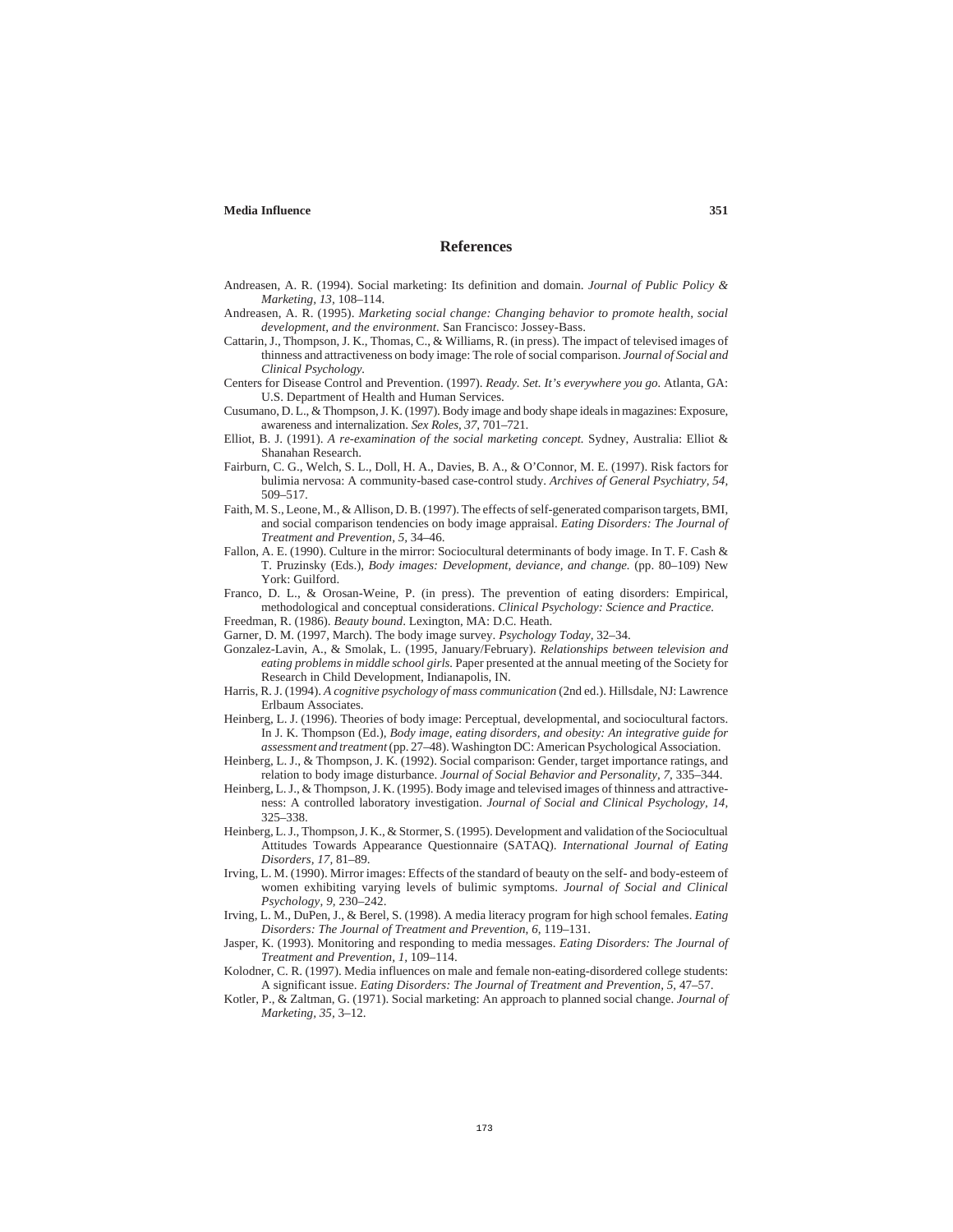## References

Andreasen, A. R. (1994). Social marketing: Its definition and domain. *Journal of Public Policy & Marketing, 13,* 108–114.

Andreasen, A. R. (1995). *Marketing social change: Changing behavior to promote health, social development, and the environment.* San Francisco: Jossey-Bass.

Cattarin, J., Thompson, J. K., Thomas, C., & Williams, R. (in press). The impact of televised images of thinness and attractiveness on body image: The role of social comparison. *Journal of Social and Clinical Psychology.*

Centers for Disease Control and Prevention. (1997). *Ready. Set. It's everywhere you go.* Atlanta, GA: U.S. Department of Health and Human Services.

Cusumano, D. L., & Thompson, J. K. (1997). Body image and body shape ideals in magazines: Exposure, awareness and internalization. *Sex Roles, 37,* 701–721.

Elliot, B. J. (1991). *A re-examination of the social marketing concept.* Sydney, Australia: Elliot & Shanahan Research.

Fairburn, C. G., Welch, S. L., Doll, H. A., Davies, B. A., & O'Connor, M. E. (1997). Risk factors for bulimia nervosa: A community-based case-control study. *Archives of General Psychiatry, 54,* 509–517.

Faith, M. S., Leone, M., & Allison, D. B. (1997). The effects of self-generated comparison targets, BMI, and social comparison tendencies on body image appraisal. *Eating Disorders: The Journal of Treatment and Prevention, 5,* 34–46.

Fallon, A. E. (1990). Culture in the mirror: Sociocultural determinants of body image. In T. F. Cash & T. Pruzinsky (Eds.), *Body images: Development, deviance, and change.* (pp. 80–109) New York: Guilford.

Franco, D. L., & Orosan-Weine, P. (in press). The prevention of eating disorders: Empirical, methodological and conceptual considerations. *Clinical Psychology: Science and Practice.*

Freedman, R. (1986). *Beauty bound*. Lexington, MA: D.C. Heath.

Garner, D. M. (1997, March). The body image survey. *Psychology Today,* 32–34.

Gonzalez-Lavin, A., & Smolak, L. (1995, January/February). *Relationships between television and eating problems in middle school girls.* Paper presented at the annual meeting of the Society for Research in Child Development, Indianapolis, IN.

Harris, R. J. (1994). *A cognitive psychology of mass communication* (2nd ed.). Hillsdale, NJ: Lawrence Erlbaum Associates.

Heinberg, L. J. (1996). Theories of body image: Perceptual, developmental, and sociocultural factors. In J. K. Thompson (Ed.), *Body image, eating disorders, and obesity: An integrative guide for assessment and treatment* (pp. 27–48). Washington DC: American Psychological Association.

Heinberg, L. J., & Thompson, J. K. (1992). Social comparison: Gender, target importance ratings, and relation to body image disturbance. *Journal of Social Behavior and Personality, 7,* 335–344.

Heinberg, L. J., & Thompson, J. K. (1995). Body image and televised images of thinness and attractiveness: A controlled laboratory investigation. *Journal of Social and Clinical Psychology, 14,* 325–338.

Heinberg, L. J., Thompson, J. K., & Stormer, S. (1995). Development and validation of the Sociocultual Attitudes Towards Appearance Questionnaire (SATAQ). *International Journal of Eating Disorders, 17,* 81–89.

Irving, L. M. (1990). Mirror images: Effects of the standard of beauty on the self- and body-esteem of women exhibiting varying levels of bulimic symptoms. *Journal of Social and Clinical Psychology, 9,* 230–242.

Irving, L. M., DuPen, J., & Berel, S. (1998). A media literacy program for high school females. *Eating Disorders: The Journal of Treatment and Prevention, 6,* 119–131.

Jasper, K. (1993). Monitoring and responding to media messages. *Eating Disorders: The Journal of Treatment and Prevention, 1,* 109–114.

Kolodner, C. R. (1997). Media influences on male and female non-eating-disordered college students: A significant issue. *Eating Disorders: The Journal of Treatment and Prevention, 5,* 47–57.

Kotler, P., & Zaltman, G. (1971). Social marketing: An approach to planned social change. *Journal of Marketing, 35,* 3–12.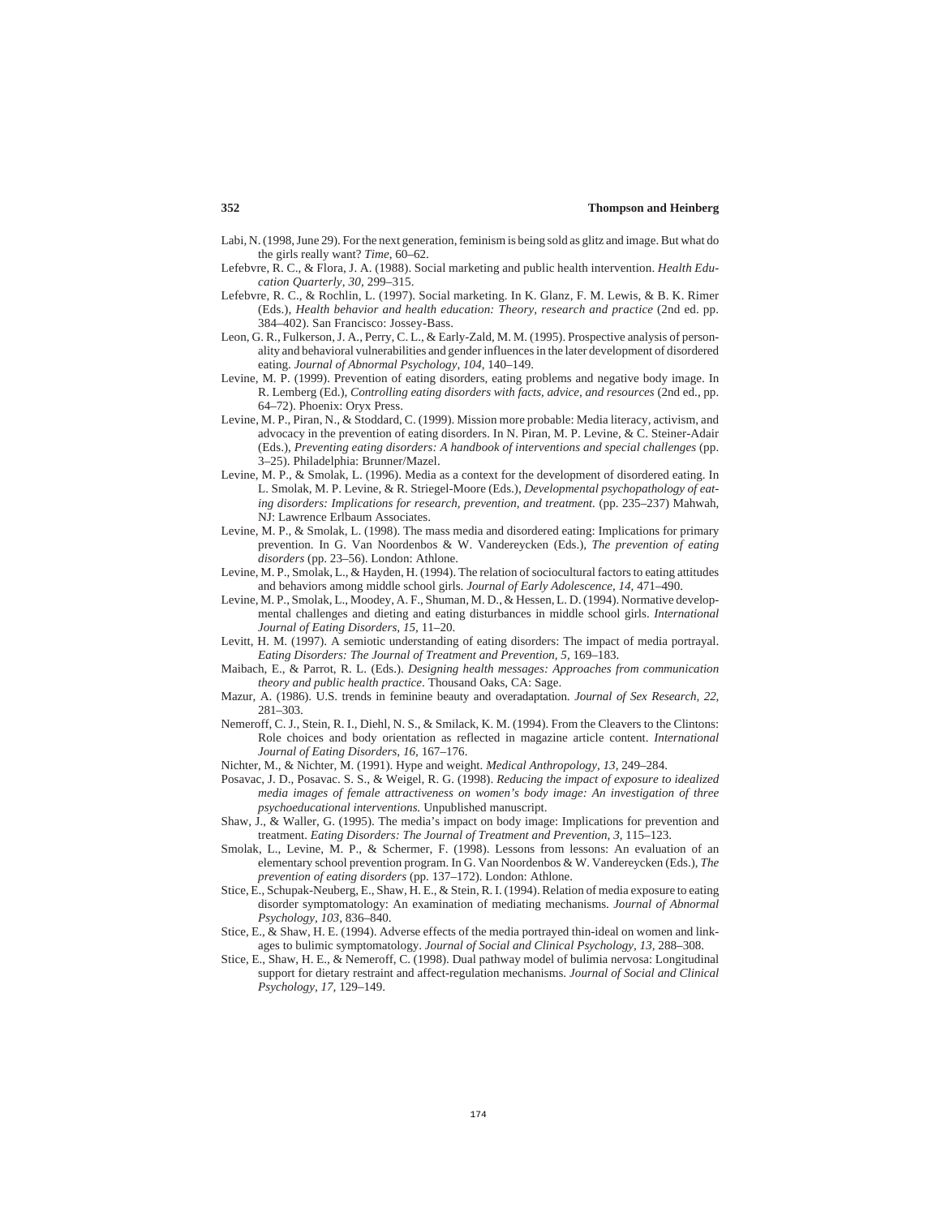Labi, N. (1998, June 29). For the next generation, feminism is being sold as glitz and image. But what do the girls really want? *Time,* 60–62.

Lefebvre, R. C., & Flora, J. A. (1988). Social marketing and public health intervention. *Health Education Quarterly, 30,* 299–315.

Lefebvre, R. C., & Rochlin, L. (1997). Social marketing. In K. Glanz, F. M. Lewis, & B. K. Rimer (Eds.), *Health behavior and health education: Theory, research and practice* (2nd ed. pp. 384–402). San Francisco: Jossey-Bass.

Leon, G. R., Fulkerson, J. A., Perry, C. L., & Early-Zald, M. M. (1995). Prospective analysis of personality and behavioral vulnerabilities and gender influences in the later development of disordered eating. *Journal of Abnormal Psychology, 104,* 140–149.

Levine, M. P. (1999). Prevention of eating disorders, eating problems and negative body image. In R. Lemberg (Ed.), *Controlling eating disorders with facts, advice, and resources* (2nd ed., pp. 64–72). Phoenix: Oryx Press.

Levine, M. P., Piran, N., & Stoddard, C. (1999). Mission more probable: Media literacy, activism, and advocacy in the prevention of eating disorders. In N. Piran, M. P. Levine, & C. Steiner-Adair (Eds.), *Preventing eating disorders: A handbook of interventions and special challenges* (pp. 3–25). Philadelphia: Brunner/Mazel.

Levine, M. P., & Smolak, L. (1996). Media as a context for the development of disordered eating. In L. Smolak, M. P. Levine, & R. Striegel-Moore (Eds.), *Developmental psychopathology of eating disorders: Implications for research, prevention, and treatment.* (pp. 235–237) Mahwah, NJ: Lawrence Erlbaum Associates.

Levine, M. P., & Smolak, L. (1998). The mass media and disordered eating: Implications for primary prevention. In G. Van Noordenbos & W. Vandereycken (Eds.), *The prevention of eating disorders* (pp. 23–56). London: Athlone.

Levine, M. P., Smolak, L., & Hayden, H. (1994). The relation of sociocultural factors to eating attitudes and behaviors among middle school girls. *Journal of Early Adolescence, 14,* 471–490.

Levine, M. P., Smolak, L., Moodey, A. F., Shuman, M. D., & Hessen, L. D. (1994). Normative developmental challenges and dieting and eating disturbances in middle school girls. *International Journal of Eating Disorders, 15,* 11–20.

Levitt, H. M. (1997). A semiotic understanding of eating disorders: The impact of media portrayal. *Eating Disorders: The Journal of Treatment and Prevention, 5,* 169–183.

Maibach, E., & Parrot, R. L. (Eds.). *Designing health messages: Approaches from communication theory and public health practice.* Thousand Oaks, CA: Sage.

Mazur, A. (1986). U.S. trends in feminine beauty and overadaptation. *Journal of Sex Research, 22,* 281–303.

Nemeroff, C. J., Stein, R. I., Diehl, N. S., & Smilack, K. M. (1994). From the Cleavers to the Clintons: Role choices and body orientation as reflected in magazine article content. *International Journal of Eating Disorders, 16,* 167–176.

Nichter, M., & Nichter, M. (1991). Hype and weight. *Medical Anthropology, 13,* 249–284.

Posavac, J. D., Posavac. S. S., & Weigel, R. G. (1998). *Reducing the impact of exposure to idealized media images of female attractiveness on women's body image: An investigation of three psychoeducational interventions.* Unpublished manuscript.

Shaw, J., & Waller, G. (1995). The media's impact on body image: Implications for prevention and treatment. *Eating Disorders: The Journal of Treatment and Prevention, 3,* 115–123.

Smolak, L., Levine, M. P., & Schermer, F. (1998). Lessons from lessons: An evaluation of an elementary school prevention program. In G. Van Noordenbos & W. Vandereycken (Eds.), *The prevention of eating disorders* (pp. 137–172). London: Athlone.

Stice, E., Schupak-Neuberg, E., Shaw, H. E., & Stein, R. I. (1994). Relation of media exposure to eating disorder symptomatology: An examination of mediating mechanisms. *Journal of Abnormal Psychology, 103,* 836–840.

Stice, E., & Shaw, H. E. (1994). Adverse effects of the media portrayed thin-ideal on women and linkages to bulimic symptomatology. *Journal of Social and Clinical Psychology, 13,* 288–308.

Stice, E., Shaw, H. E., & Nemeroff, C. (1998). Dual pathway model of bulimia nervosa: Longitudinal support for dietary restraint and affect-regulation mechanisms. *Journal of Social and Clinical Psychology, 17,* 129–149.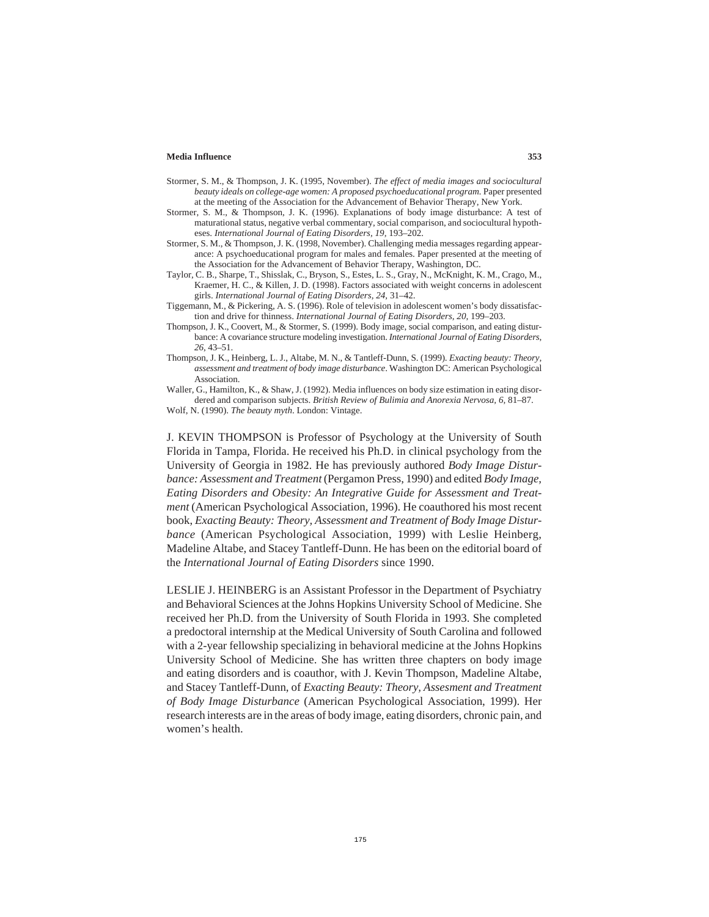Stormer, S. M., & Thompson, J. K. (1995, November). *The effect of media images and sociocultural beauty ideals on college-age women: A proposed psychoeducational program.* Paper presented at the meeting of the Association for the Advancement of Behavior Therapy, New York.

Stormer, S. M., & Thompson, J. K. (1996). Explanations of body image disturbance: A test of maturational status, negative verbal commentary, social comparison, and sociocultural hypotheses. *International Journal of Eating Disorders, 19,* 193–202.

Stormer, S. M., & Thompson, J. K. (1998, November). Challenging media messages regarding appearance: A psychoeducational program for males and females. Paper presented at the meeting of the Association for the Advancement of Behavior Therapy, Washington, DC.

Taylor, C. B., Sharpe, T., Shisslak, C., Bryson, S., Estes, L. S., Gray, N., McKnight, K. M., Crago, M., Kraemer, H. C., & Killen, J. D. (1998). Factors associated with weight concerns in adolescent girls. *International Journal of Eating Disorders, 24,* 31–42.

Tiggemann, M., & Pickering, A. S. (1996). Role of television in adolescent women's body dissatisfaction and drive for thinness. *International Journal of Eating Disorders, 20,* 199–203.

Thompson, J. K., Coovert, M., & Stormer, S. (1999). Body image, social comparison, and eating disturbance: A covariance structure modeling investigation. *International Journal of Eating Disorders, 26,* 43–51.

Thompson, J. K., Heinberg, L. J., Altabe, M. N., & Tantleff-Dunn, S. (1999). *Exacting beauty: Theory, assessment and treatment of body image disturbance*. Washington DC: American Psychological Association.

Waller, G., Hamilton, K., & Shaw, J. (1992). Media influences on body size estimation in eating disordered and comparison subjects. *British Review of Bulimia and Anorexia Nervosa, 6,* 81–87.

Wolf, N. (1990). *The beauty myth*. London: Vintage.

J. KEVIN THOMPSON is Professor of Psychology at the University of South Florida in Tampa, Florida. He received his Ph.D. in clinical psychology from the University of Georgia in 1982. He has previously authored *Body Image Disturbance: Assessment and Treatment* (Pergamon Press, 1990) and edited *Body Image, Eating Disorders and Obesity: An Integrative Guide for Assessment and Treatment* (American Psychological Association, 1996). He coauthored his most recent book, *Exacting Beauty: Theory, Assessment and Treatment of Body Image Disturbance* (American Psychological Association, 1999) with Leslie Heinberg, Madeline Altabe, and Stacey Tantleff-Dunn. He has been on the editorial board of the *International Journal of Eating Disorders* since 1990.

LESLIE J. HEINBERG is an Assistant Professor in the Department of Psychiatry and Behavioral Sciences at the Johns Hopkins University School of Medicine. She received her Ph.D. from the University of South Florida in 1993. She completed a predoctoral internship at the Medical University of South Carolina and followed with a 2-year fellowship specializing in behavioral medicine at the Johns Hopkins University School of Medicine. She has written three chapters on body image and eating disorders and is coauthor, with J. Kevin Thompson, Madeline Altabe, and Stacey Tantleff-Dunn, of *Exacting Beauty: Theory, Assesment and Treatment of Body Image Disturbance* (American Psychological Association, 1999). Her research interests are in the areas of body image, eating disorders, chronic pain, and women's health.